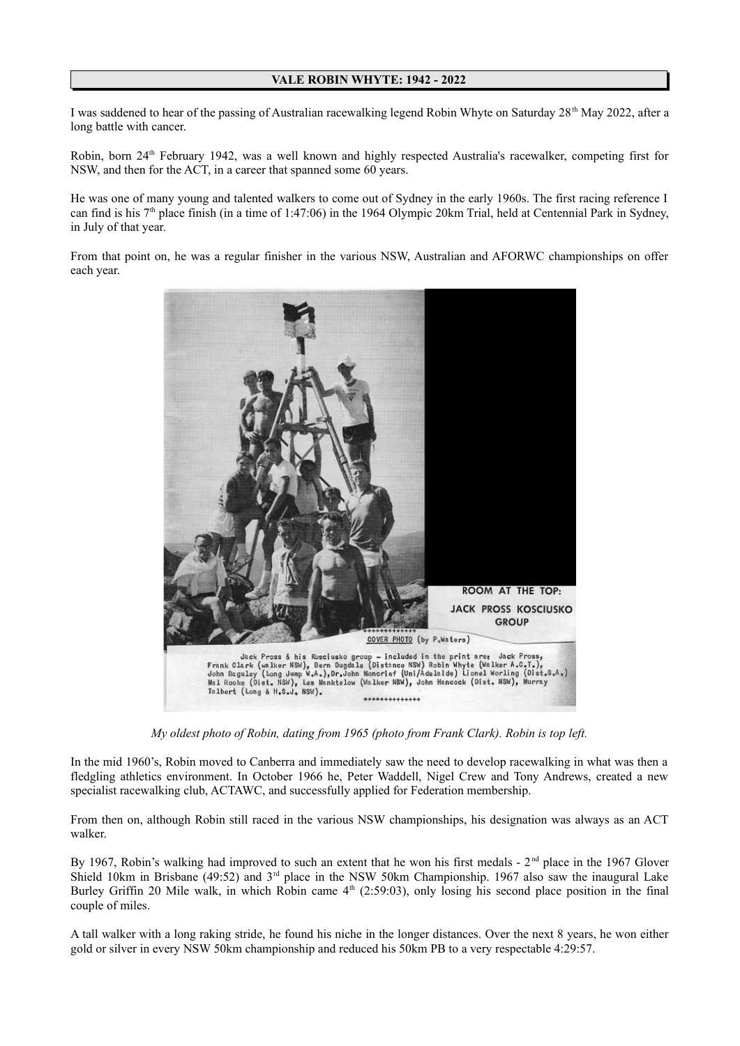## VALE ROBIN WHYTE: 1942 - 2022

I was saddened to hear of the passing of Australian racewalking legend Robin Whyte on Saturday 28th May 2022, after a long battle with cancer.

Robin, born 24th February 1942, was a well known and highly respected Australia's racewalker, competing first for NSW, and then for the ACT, in a career that spanned some 60 years.

He was one of many young and talented walkers to come out of Sydney in the early 1960s. The first racing reference I can find is his 7th place finish (in a time of 1:47:06) in the 1964 Olympic 20km Trial, held at Centennial Park in Sydney, in July of that year.

From that point on, he was a regular finisher in the various NSW, Australian and AFORWC championships on offer each year.

ROOM AT THE TOP: JACK PROSS KOSCIUSKO GROUP

COVER PHOTO (by P.Waters)

Jack Pross & his Kosciusko group - included in the print are: Jack Pross, Frank Clark (walker NSW), Bern Dugdale (Distance NSW) Robin Whyte (Walker A.C.T.), John Baguley (Long Jump W.A.), Dr.John Moncrief (Uni/Adelaide) Lionel Worling (Dist.S.A.) Mal Rooke (Dist. NSW), Les Manktelow (Walker NSW), John Hancock (Dist. NSW), Murray Talbert (Long & H.S.J. NSW).

*My oldest photo of Robin, dating from 1965 (photo from Frank Clark). Robin is top left.*

In the mid 1960's, Robin moved to Canberra and immediately saw the need to develop racewalking in what was then a fledgling athletics environment. In October 1966 he, Peter Waddell, Nigel Crew and Tony Andrews, created a new specialist racewalking club, ACTAWC, and successfully applied for Federation membership.

From then on, although Robin still raced in the various NSW championships, his designation was always as an ACT walker.

By 1967, Robin's walking had improved to such an extent that he won his first medals - 2nd place in the 1967 Glover Shield 10km in Brisbane (49:52) and 3rd place in the NSW 50km Championship. 1967 also saw the inaugural Lake Burley Griffin 20 Mile walk, in which Robin came 4th (2:59:03), only losing his second place position in the final couple of miles.

A tall walker with a long raking stride, he found his niche in the longer distances. Over the next 8 years, he won either gold or silver in every NSW 50km championship and reduced his 50km PB to a very respectable 4:29:57.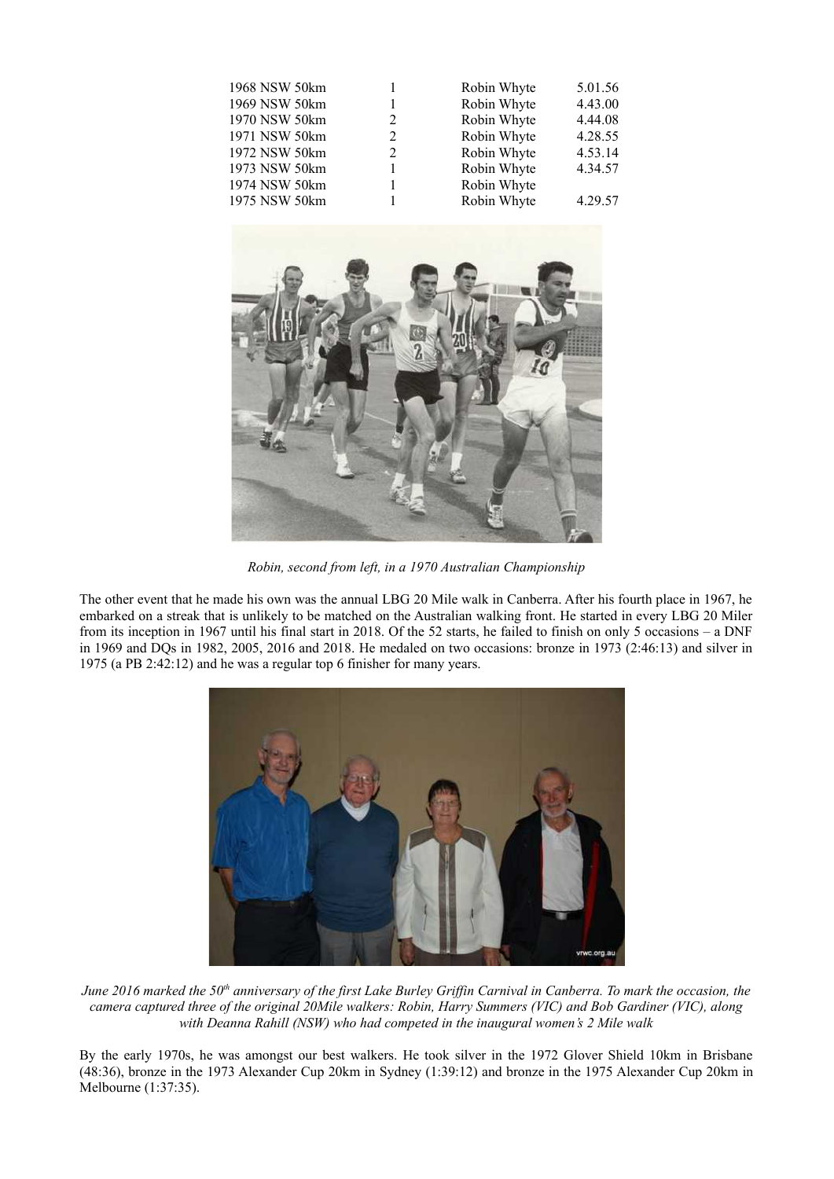| | | | |
|---|---|---|---|
| 1968 NSW 50km | 1 | Robin Whyte | 5.01.56 |
| 1969 NSW 50km | 1 | Robin Whyte | 4.43.00 |
| 1970 NSW 50km | 2 | Robin Whyte | 4.44.08 |
| 1971 NSW 50km | 2 | Robin Whyte | 4.28.55 |
| 1972 NSW 50km | 2 | Robin Whyte | 4.53.14 |
| 1973 NSW 50km | 1 | Robin Whyte | 4.34.57 |
| 1974 NSW 50km | 1 | Robin Whyte | |
| 1975 NSW 50km | 1 | Robin Whyte | 4.29.57 |

*Robin, second from left, in a 1970 Australian Championship*

The other event that he made his own was the annual LBG 20 Mile walk in Canberra. After his fourth place in 1967, he embarked on a streak that is unlikely to be matched on the Australian walking front. He started in every LBG 20 Miler from its inception in 1967 until his final start in 2018. Of the 52 starts, he failed to finish on only 5 occasions – a DNF in 1969 and DQs in 1982, 2005, 2016 and 2018. He medaled on two occasions: bronze in 1973 (2:46:13) and silver in 1975 (a PB 2:42:12) and he was a regular top 6 finisher for many years.

*June 2016 marked the 50th anniversary of the first Lake Burley Griffin Carnival in Canberra. To mark the occasion, the camera captured three of the original 20Mile walkers: Robin, Harry Summers (VIC) and Bob Gardiner (VIC), along with Deanna Rahill (NSW) who had competed in the inaugural women's 2 Mile walk*

By the early 1970s, he was amongst our best walkers. He took silver in the 1972 Glover Shield 10km in Brisbane (48:36), bronze in the 1973 Alexander Cup 20km in Sydney (1:39:12) and bronze in the 1975 Alexander Cup 20km in Melbourne (1:37:35).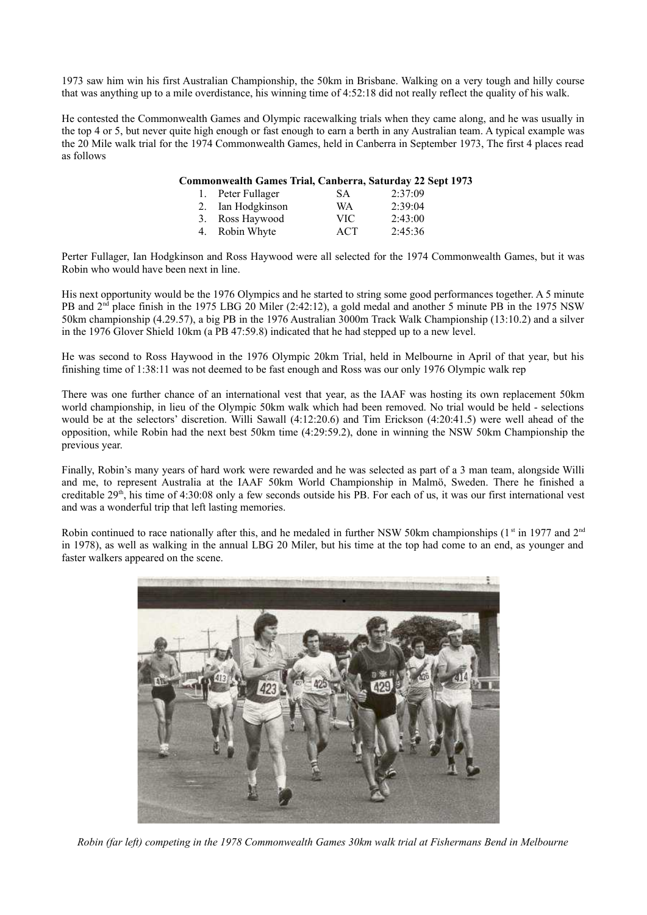1973 saw him win his first Australian Championship, the 50km in Brisbane. Walking on a very tough and hilly course that was anything up to a mile overdistance, his winning time of 4:52:18 did not really reflect the quality of his walk.

He contested the Commonwealth Games and Olympic racewalking trials when they came along, and he was usually in the top 4 or 5, but never quite high enough or fast enough to earn a berth in any Australian team. A typical example was the 20 Mile walk trial for the 1974 Commonwealth Games, held in Canberra in September 1973, The first 4 places read as follows

**Commonwealth Games Trial, Canberra, Saturday 22 Sept 1973**

| | | | |
|---|---|---|---|
| 1. | Peter Fullager | SA | 2:37:09 |
| 2. | Ian Hodgkinson | WA | 2:39:04 |
| 3. | Ross Haywood | VIC | 2:43:00 |
| 4. | Robin Whyte | ACT | 2:45:36 |

Perter Fullager, Ian Hodgkinson and Ross Haywood were all selected for the 1974 Commonwealth Games, but it was Robin who would have been next in line.

His next opportunity would be the 1976 Olympics and he started to string some good performances together. A 5 minute PB and 2nd place finish in the 1975 LBG 20 Miler (2:42:12), a gold medal and another 5 minute PB in the 1975 NSW 50km championship (4.29.57), a big PB in the 1976 Australian 3000m Track Walk Championship (13:10.2) and a silver in the 1976 Glover Shield 10km (a PB 47:59.8) indicated that he had stepped up to a new level.

He was second to Ross Haywood in the 1976 Olympic 20km Trial, held in Melbourne in April of that year, but his finishing time of 1:38:11 was not deemed to be fast enough and Ross was our only 1976 Olympic walk rep

There was one further chance of an international vest that year, as the IAAF was hosting its own replacement 50km world championship, in lieu of the Olympic 50km walk which had been removed. No trial would be held - selections would be at the selectors' discretion. Willi Sawall (4:12:20.6) and Tim Erickson (4:20:41.5) were well ahead of the opposition, while Robin had the next best 50km time (4:29:59.2), done in winning the NSW 50km Championship the previous year.

Finally, Robin's many years of hard work were rewarded and he was selected as part of a 3 man team, alongside Willi and me, to represent Australia at the IAAF 50km World Championship in Malmö, Sweden. There he finished a creditable 29th, his time of 4:30:08 only a few seconds outside his PB. For each of us, it was our first international vest and was a wonderful trip that left lasting memories.

Robin continued to race nationally after this, and he medaled in further NSW 50km championships (1st in 1977 and 2nd in 1978), as well as walking in the annual LBG 20 Miler, but his time at the top had come to an end, as younger and faster walkers appeared on the scene.

*Robin (far left) competing in the 1978 Commonwealth Games 30km walk trial at Fishermans Bend in Melbourne*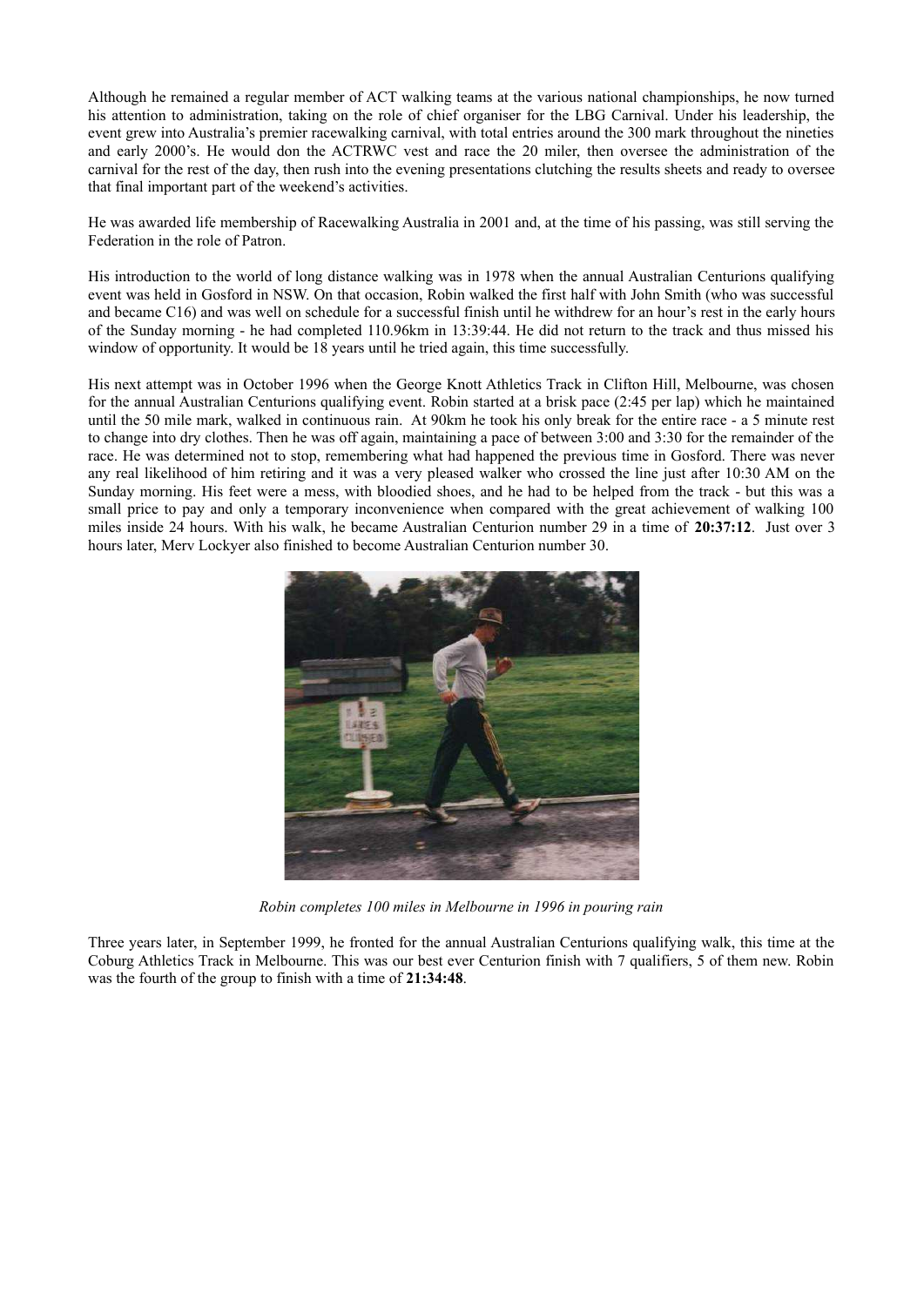Although he remained a regular member of ACT walking teams at the various national championships, he now turned his attention to administration, taking on the role of chief organiser for the LBG Carnival. Under his leadership, the event grew into Australia's premier racewalking carnival, with total entries around the 300 mark throughout the nineties and early 2000's. He would don the ACTRWC vest and race the 20 miler, then oversee the administration of the carnival for the rest of the day, then rush into the evening presentations clutching the results sheets and ready to oversee that final important part of the weekend's activities.

He was awarded life membership of Racewalking Australia in 2001 and, at the time of his passing, was still serving the Federation in the role of Patron.

His introduction to the world of long distance walking was in 1978 when the annual Australian Centurions qualifying event was held in Gosford in NSW. On that occasion, Robin walked the first half with John Smith (who was successful and became C16) and was well on schedule for a successful finish until he withdrew for an hour's rest in the early hours of the Sunday morning - he had completed 110.96km in 13:39:44. He did not return to the track and thus missed his window of opportunity. It would be 18 years until he tried again, this time successfully.

His next attempt was in October 1996 when the George Knott Athletics Track in Clifton Hill, Melbourne, was chosen for the annual Australian Centurions qualifying event. Robin started at a brisk pace (2:45 per lap) which he maintained until the 50 mile mark, walked in continuous rain. At 90km he took his only break for the entire race - a 5 minute rest to change into dry clothes. Then he was off again, maintaining a pace of between 3:00 and 3:30 for the remainder of the race. He was determined not to stop, remembering what had happened the previous time in Gosford. There was never any real likelihood of him retiring and it was a very pleased walker who crossed the line just after 10:30 AM on the Sunday morning. His feet were a mess, with bloodied shoes, and he had to be helped from the track - but this was a small price to pay and only a temporary inconvenience when compared with the great achievement of walking 100 miles inside 24 hours. With his walk, he became Australian Centurion number 29 in a time of **20:37:12**. Just over 3 hours later, Merv Lockyer also finished to become Australian Centurion number 30.

*Robin completes 100 miles in Melbourne in 1996 in pouring rain*

Three years later, in September 1999, he fronted for the annual Australian Centurions qualifying walk, this time at the Coburg Athletics Track in Melbourne. This was our best ever Centurion finish with 7 qualifiers, 5 of them new. Robin was the fourth of the group to finish with a time of **21:34:48**.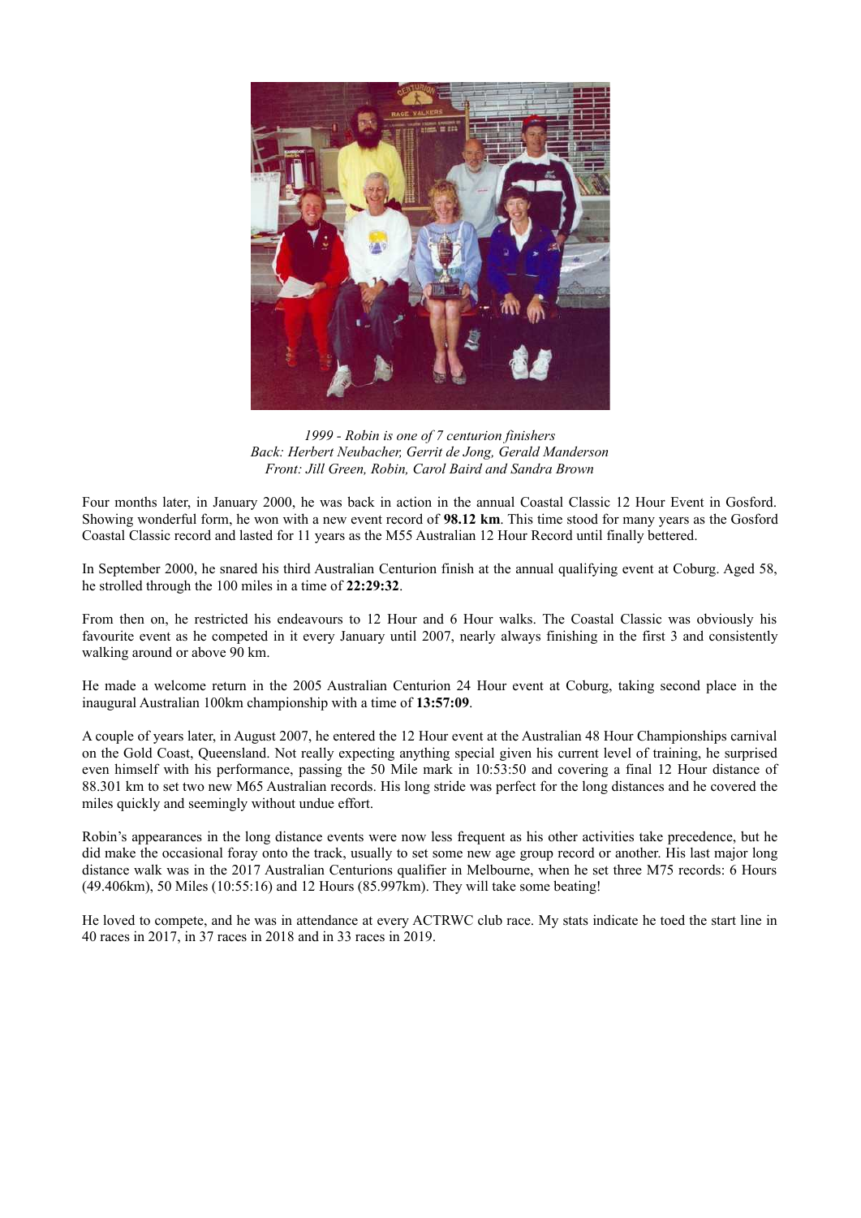*1999 - Robin is one of 7 centurion finishers*
*Back: Herbert Neubacher, Gerrit de Jong, Gerald Manderson*
*Front: Jill Green, Robin, Carol Baird and Sandra Brown*

Four months later, in January 2000, he was back in action in the annual Coastal Classic 12 Hour Event in Gosford. Showing wonderful form, he won with a new event record of **98.12 km**. This time stood for many years as the Gosford Coastal Classic record and lasted for 11 years as the M55 Australian 12 Hour Record until finally bettered.

In September 2000, he snared his third Australian Centurion finish at the annual qualifying event at Coburg. Aged 58, he strolled through the 100 miles in a time of **22:29:32**.

From then on, he restricted his endeavours to 12 Hour and 6 Hour walks. The Coastal Classic was obviously his favourite event as he competed in it every January until 2007, nearly always finishing in the first 3 and consistently walking around or above 90 km.

He made a welcome return in the 2005 Australian Centurion 24 Hour event at Coburg, taking second place in the inaugural Australian 100km championship with a time of **13:57:09**.

A couple of years later, in August 2007, he entered the 12 Hour event at the Australian 48 Hour Championships carnival on the Gold Coast, Queensland. Not really expecting anything special given his current level of training, he surprised even himself with his performance, passing the 50 Mile mark in 10:53:50 and covering a final 12 Hour distance of 88.301 km to set two new M65 Australian records. His long stride was perfect for the long distances and he covered the miles quickly and seemingly without undue effort.

Robin's appearances in the long distance events were now less frequent as his other activities take precedence, but he did make the occasional foray onto the track, usually to set some new age group record or another. His last major long distance walk was in the 2017 Australian Centurions qualifier in Melbourne, when he set three M75 records: 6 Hours (49.406km), 50 Miles (10:55:16) and 12 Hours (85.997km). They will take some beating!

He loved to compete, and he was in attendance at every ACTRWC club race. My stats indicate he toed the start line in 40 races in 2017, in 37 races in 2018 and in 33 races in 2019.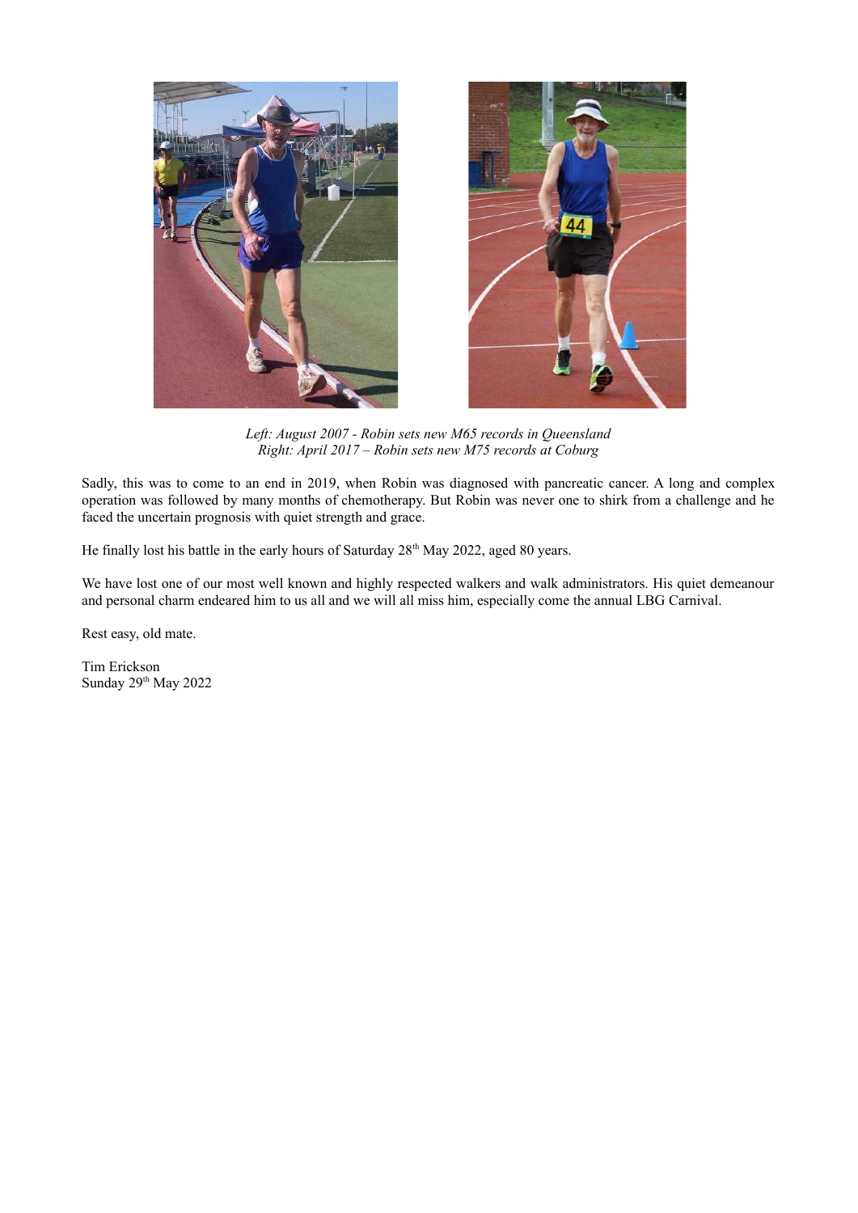*Left: August 2007 - Robin sets new M65 records in Queensland*
*Right: April 2017 – Robin sets new M75 records at Coburg*

Sadly, this was to come to an end in 2019, when Robin was diagnosed with pancreatic cancer. A long and complex operation was followed by many months of chemotherapy. But Robin was never one to shirk from a challenge and he faced the uncertain prognosis with quiet strength and grace.

He finally lost his battle in the early hours of Saturday 28th May 2022, aged 80 years.

We have lost one of our most well known and highly respected walkers and walk administrators. His quiet demeanour and personal charm endeared him to us all and we will all miss him, especially come the annual LBG Carnival.

Rest easy, old mate.

Tim Erickson
Sunday 29th May 2022